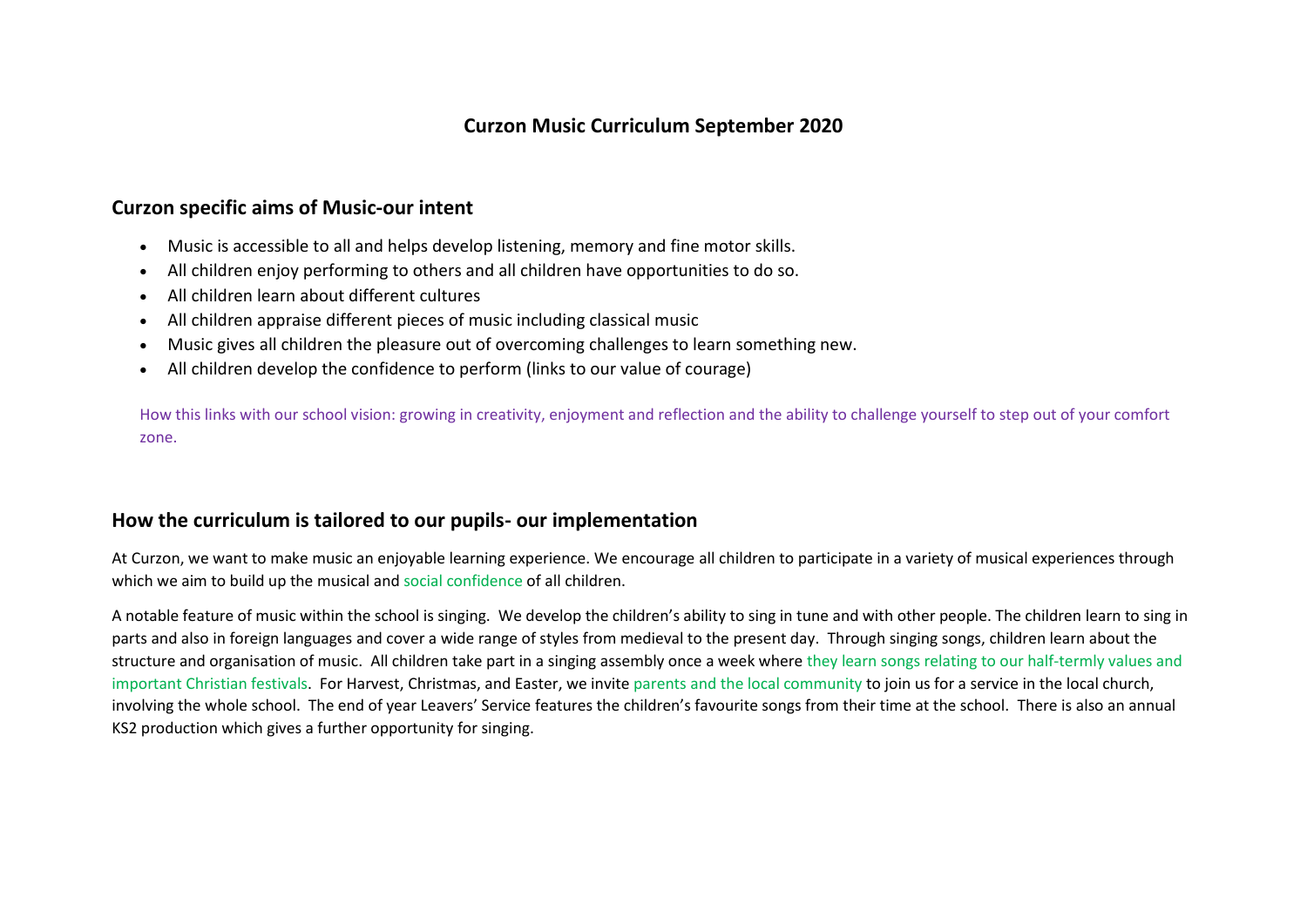# Curzon Music Curriculum September 2020

## Curzon specific aims of Music-our intent

- Music is accessible to all and helps develop listening, memory and fine motor skills.
- All children enjoy performing to others and all children have opportunities to do so.
- All children learn about different cultures
- All children appraise different pieces of music including classical music
- Music gives all children the pleasure out of overcoming challenges to learn something new.
- All children develop the confidence to perform (links to our value of courage)

How this links with our school vision: growing in creativity, enjoyment and reflection and the ability to challenge yourself to step out of your comfort zone.

## How the curriculum is tailored to our pupils- our implementation

At Curzon, we want to make music an enjoyable learning experience. We encourage all children to participate in a variety of musical experiences through which we aim to build up the musical and social confidence of all children.

A notable feature of music within the school is singing. We develop the children's ability to sing in tune and with other people. The children learn to sing in parts and also in foreign languages and cover a wide range of styles from medieval to the present day. Through singing songs, children learn about the structure and organisation of music. All children take part in a singing assembly once a week where they learn songs relating to our half-termly values and important Christian festivals. For Harvest, Christmas, and Easter, we invite parents and the local community to join us for a service in the local church, involving the whole school. The end of year Leavers' Service features the children's favourite songs from their time at the school. There is also an annual KS2 production which gives a further opportunity for singing.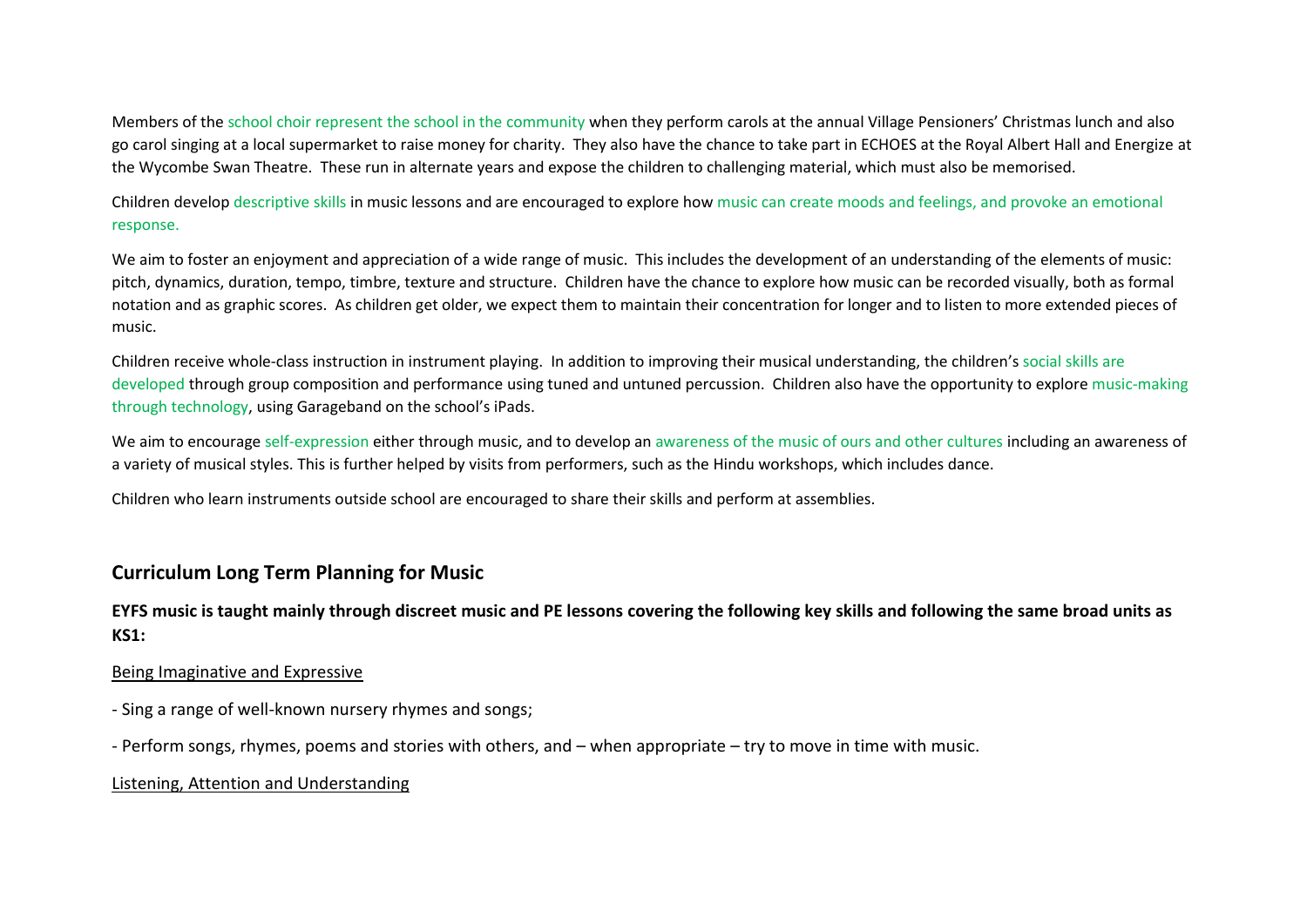Members of the school choir represent the school in the community when they perform carols at the annual Village Pensioners' Christmas lunch and also go carol singing at a local supermarket to raise money for charity. They also have the chance to take part in ECHOES at the Royal Albert Hall and Energize at the Wycombe Swan Theatre. These run in alternate years and expose the children to challenging material, which must also be memorised.

Children develop descriptive skills in music lessons and are encouraged to explore how music can create moods and feelings, and provoke an emotional response.

We aim to foster an enjoyment and appreciation of a wide range of music. This includes the development of an understanding of the elements of music: pitch, dynamics, duration, tempo, timbre, texture and structure. Children have the chance to explore how music can be recorded visually, both as formal notation and as graphic scores. As children get older, we expect them to maintain their concentration for longer and to listen to more extended pieces of music.

Children receive whole-class instruction in instrument playing. In addition to improving their musical understanding, the children's social skills are developed through group composition and performance using tuned and untuned percussion. Children also have the opportunity to explore music-making through technology, using Garageband on the school's iPads.

We aim to encourage self-expression either through music, and to develop an awareness of the music of ours and other cultures including an awareness of a variety of musical styles. This is further helped by visits from performers, such as the Hindu workshops, which includes dance.

Children who learn instruments outside school are encouraged to share their skills and perform at assemblies.

## Curriculum Long Term Planning for Music

**EYFS music is taught mainly through discreet music and PE lessons covering the following key skills and following the same broad units as KS1:**

<u>Being Imaginative and Expressive</u>

- Sing a range of well-known nursery rhymes and songs;

- Perform songs, rhymes, poems and stories with others, and – when appropriate – try to move in time with music.

<u>Listening, Attention and Understanding</u>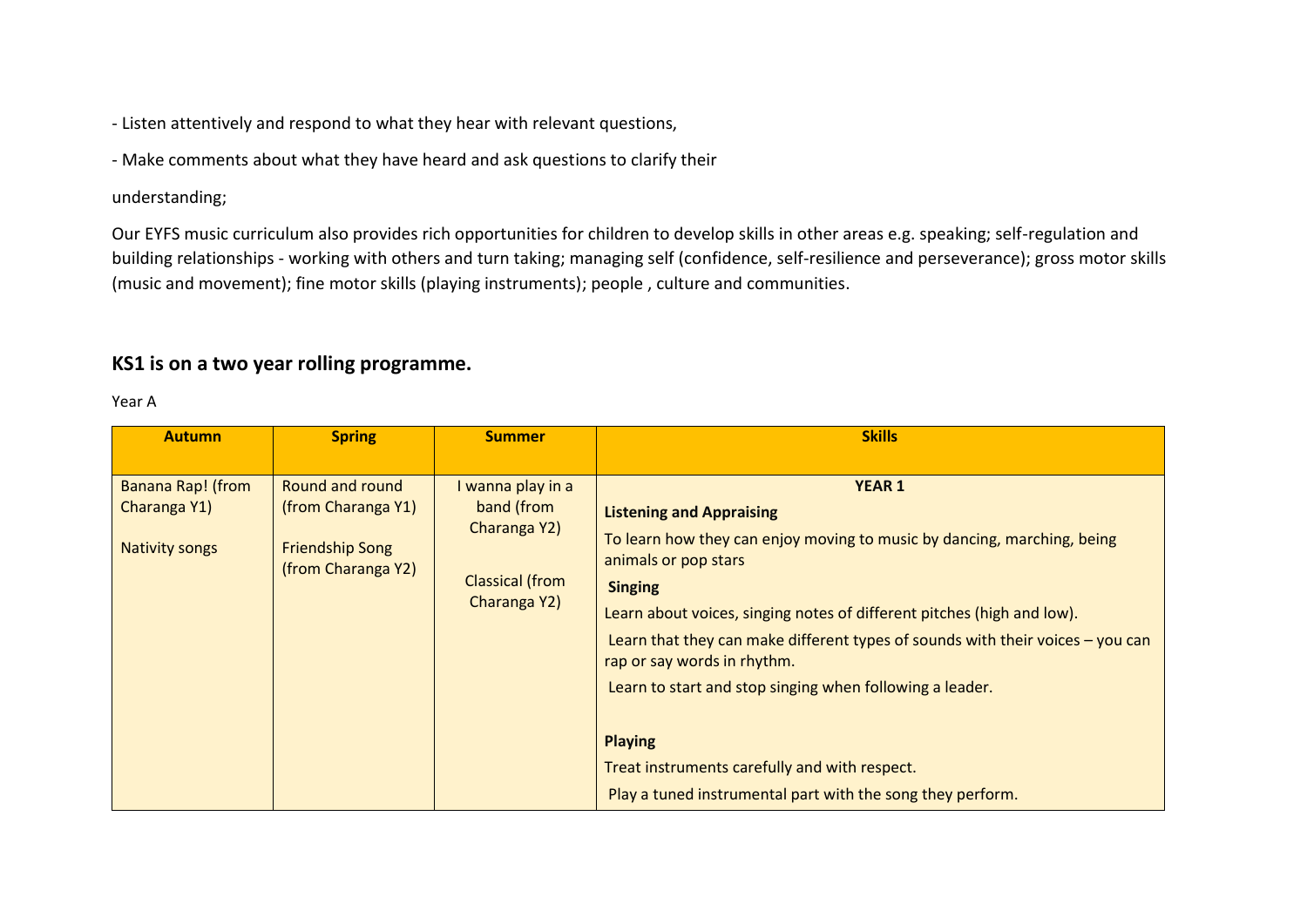- Listen attentively and respond to what they hear with relevant questions,

- Make comments about what they have heard and ask questions to clarify their

understanding;

Our EYFS music curriculum also provides rich opportunities for children to develop skills in other areas e.g. speaking; self-regulation and building relationships - working with others and turn taking; managing self (confidence, self-resilience and perseverance); gross motor skills (music and movement); fine motor skills (playing instruments); people , culture and communities.

## KS1 is on a two year rolling programme.

Year A

| Autumn | Spring | Summer | Skills |
|---|---|---|---|
| Banana Rap! (from Charanga Y1)<br><br>Nativity songs | Round and round (from Charanga Y1)<br><br>Friendship Song (from Charanga Y2) | I wanna play in a band (from Charanga Y2)<br><br>Classical (from Charanga Y2) | **YEAR 1**<br><br>**Listening and Appraising**<br><br>To learn how they can enjoy moving to music by dancing, marching, being animals or pop stars<br><br>**Singing**<br><br>Learn about voices, singing notes of different pitches (high and low).<br><br>Learn that they can make different types of sounds with their voices – you can rap or say words in rhythm.<br><br>Learn to start and stop singing when following a leader.<br><br>**Playing**<br><br>Treat instruments carefully and with respect.<br><br>Play a tuned instrumental part with the song they perform. |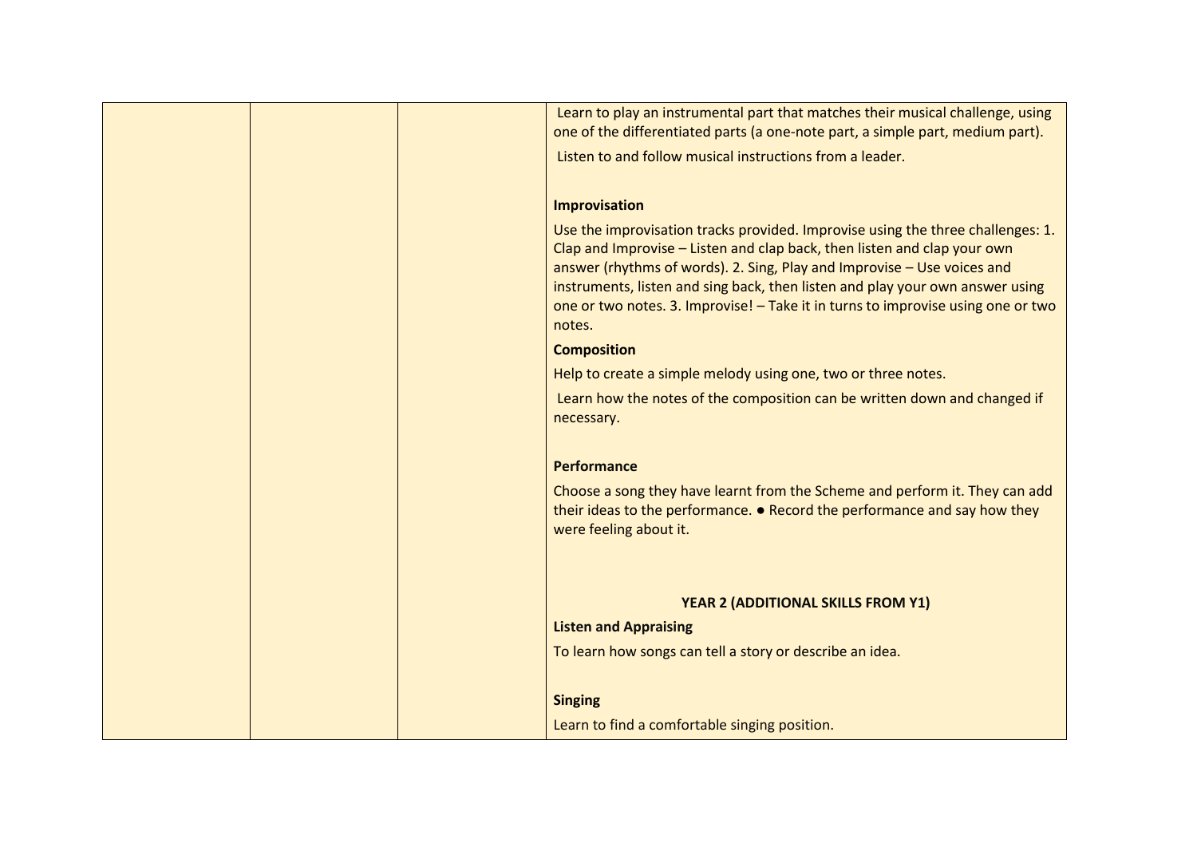| | | | Learn to play an instrumental part that matches their musical challenge, using one of the differentiated parts (a one-note part, a simple part, medium part).<br><br>Listen to and follow musical instructions from a leader.<br><br>**Improvisation**<br><br>Use the improvisation tracks provided. Improvise using the three challenges: 1. Clap and Improvise – Listen and clap back, then listen and clap your own answer (rhythms of words). 2. Sing, Play and Improvise – Use voices and instruments, listen and sing back, then listen and play your own answer using one or two notes. 3. Improvise! – Take it in turns to improvise using one or two notes.<br><br>**Composition**<br><br>Help to create a simple melody using one, two or three notes.<br><br>Learn how the notes of the composition can be written down and changed if necessary.<br><br>**Performance**<br><br>Choose a song they have learnt from the Scheme and perform it. They can add their ideas to the performance. ● Record the performance and say how they were feeling about it.<br><br>**YEAR 2 (ADDITIONAL SKILLS FROM Y1)**<br><br>**Listen and Appraising**<br><br>To learn how songs can tell a story or describe an idea.<br><br>**Singing**<br><br>Learn to find a comfortable singing position. |
|---|---|---|---|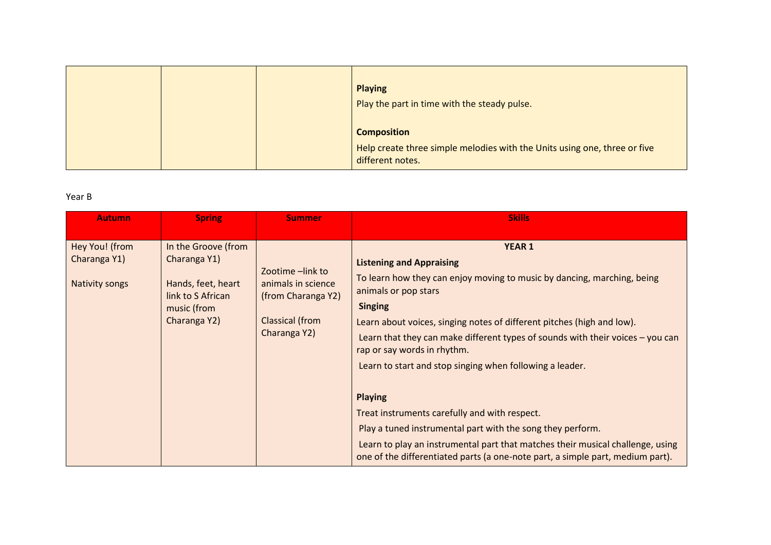| | | | **Playing**<br>Play the part in time with the steady pulse.<br><br>**Composition**<br>Help create three simple melodies with the Units using one, three or five different notes. |
|---|---|---|---|

Year B

| Autumn | Spring | Summer | Skills |
|---|---|---|---|
| Hey You! (from Charanga Y1)<br><br>Nativity songs | In the Groove (from Charanga Y1)<br><br>Hands, feet, heart link to S African music (from Charanga Y2) | Zootime –link to animals in science (from Charanga Y2)<br><br>Classical (from Charanga Y2) | **YEAR 1**<br>**Listening and Appraising**<br>To learn how they can enjoy moving to music by dancing, marching, being animals or pop stars<br>**Singing**<br>Learn about voices, singing notes of different pitches (high and low).<br>Learn that they can make different types of sounds with their voices – you can rap or say words in rhythm.<br>Learn to start and stop singing when following a leader.<br><br>**Playing**<br>Treat instruments carefully and with respect.<br>Play a tuned instrumental part with the song they perform.<br>Learn to play an instrumental part that matches their musical challenge, using one of the differentiated parts (a one-note part, a simple part, medium part). |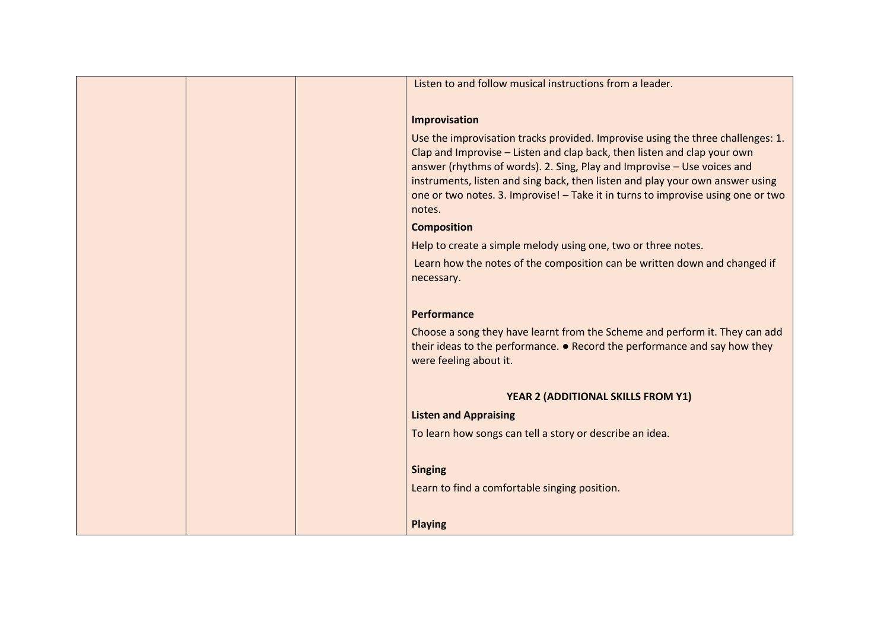| | | | |
|---|---|---|---|
| | | | Listen to and follow musical instructions from a leader.<br><br>**Improvisation**<br>Use the improvisation tracks provided. Improvise using the three challenges: 1. Clap and Improvise – Listen and clap back, then listen and clap your own answer (rhythms of words). 2. Sing, Play and Improvise – Use voices and instruments, listen and sing back, then listen and play your own answer using one or two notes. 3. Improvise! – Take it in turns to improvise using one or two notes.<br>**Composition**<br>Help to create a simple melody using one, two or three notes.<br>Learn how the notes of the composition can be written down and changed if necessary.<br><br>**Performance**<br>Choose a song they have learnt from the Scheme and perform it. They can add their ideas to the performance. ● Record the performance and say how they were feeling about it.<br><br>**YEAR 2 (ADDITIONAL SKILLS FROM Y1)**<br>**Listen and Appraising**<br>To learn how songs can tell a story or describe an idea.<br><br>**Singing**<br>Learn to find a comfortable singing position.<br><br>**Playing** |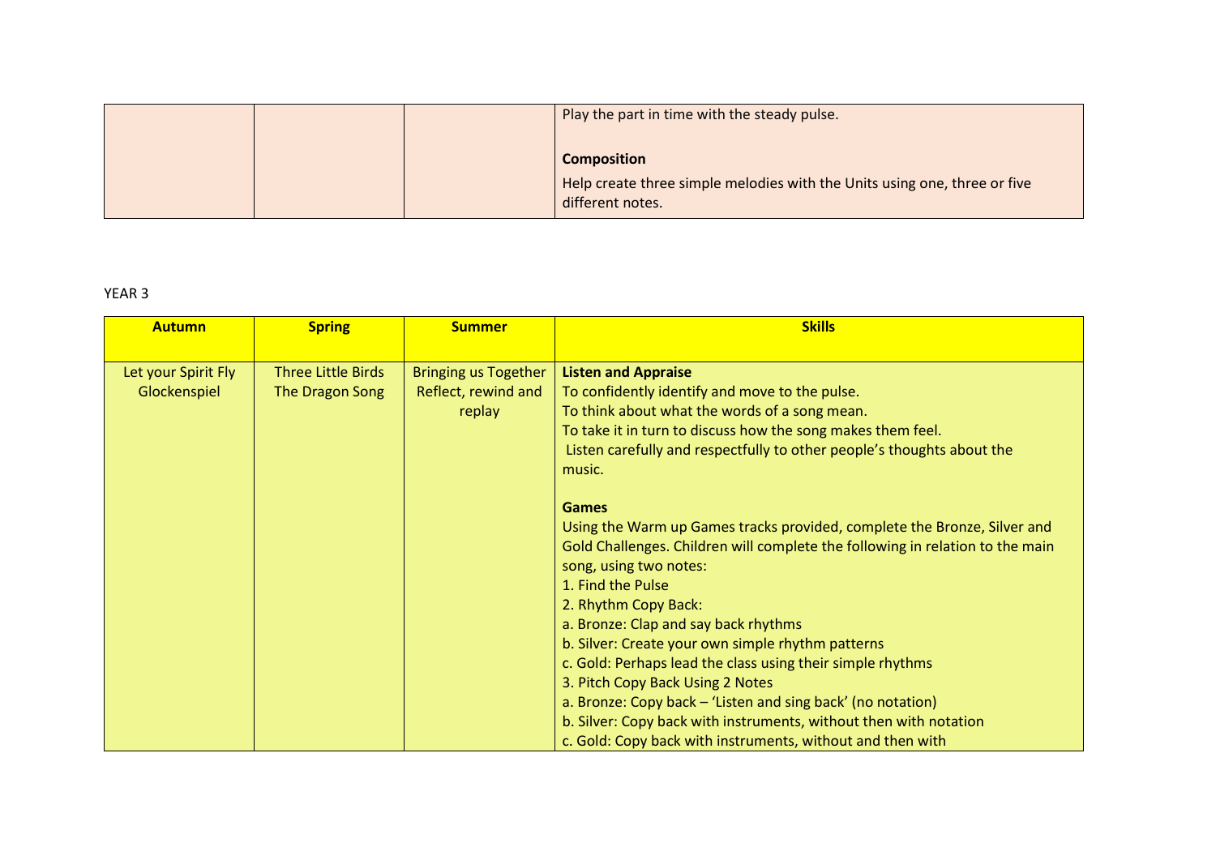| | | | |
|---|---|---|---|
| | | | Play the part in time with the steady pulse.<br><br>**Composition**<br>Help create three simple melodies with the Units using one, three or five different notes. |

YEAR 3

| Autumn | Spring | Summer | Skills |
|---|---|---|---|
| Let your Spirit Fly<br>Glockenspiel | Three Little Birds<br>The Dragon Song | Bringing us Together<br>Reflect, rewind and replay | **Listen and Appraise**<br>To confidently identify and move to the pulse.<br>To think about what the words of a song mean.<br>To take it in turn to discuss how the song makes them feel.<br>Listen carefully and respectfully to other people's thoughts about the music.<br><br>**Games**<br>Using the Warm up Games tracks provided, complete the Bronze, Silver and Gold Challenges. Children will complete the following in relation to the main song, using two notes:<br>1. Find the Pulse<br>2. Rhythm Copy Back:<br>a. Bronze: Clap and say back rhythms<br>b. Silver: Create your own simple rhythm patterns<br>c. Gold: Perhaps lead the class using their simple rhythms<br>3. Pitch Copy Back Using 2 Notes<br>a. Bronze: Copy back – 'Listen and sing back' (no notation)<br>b. Silver: Copy back with instruments, without then with notation<br>c. Gold: Copy back with instruments, without and then with |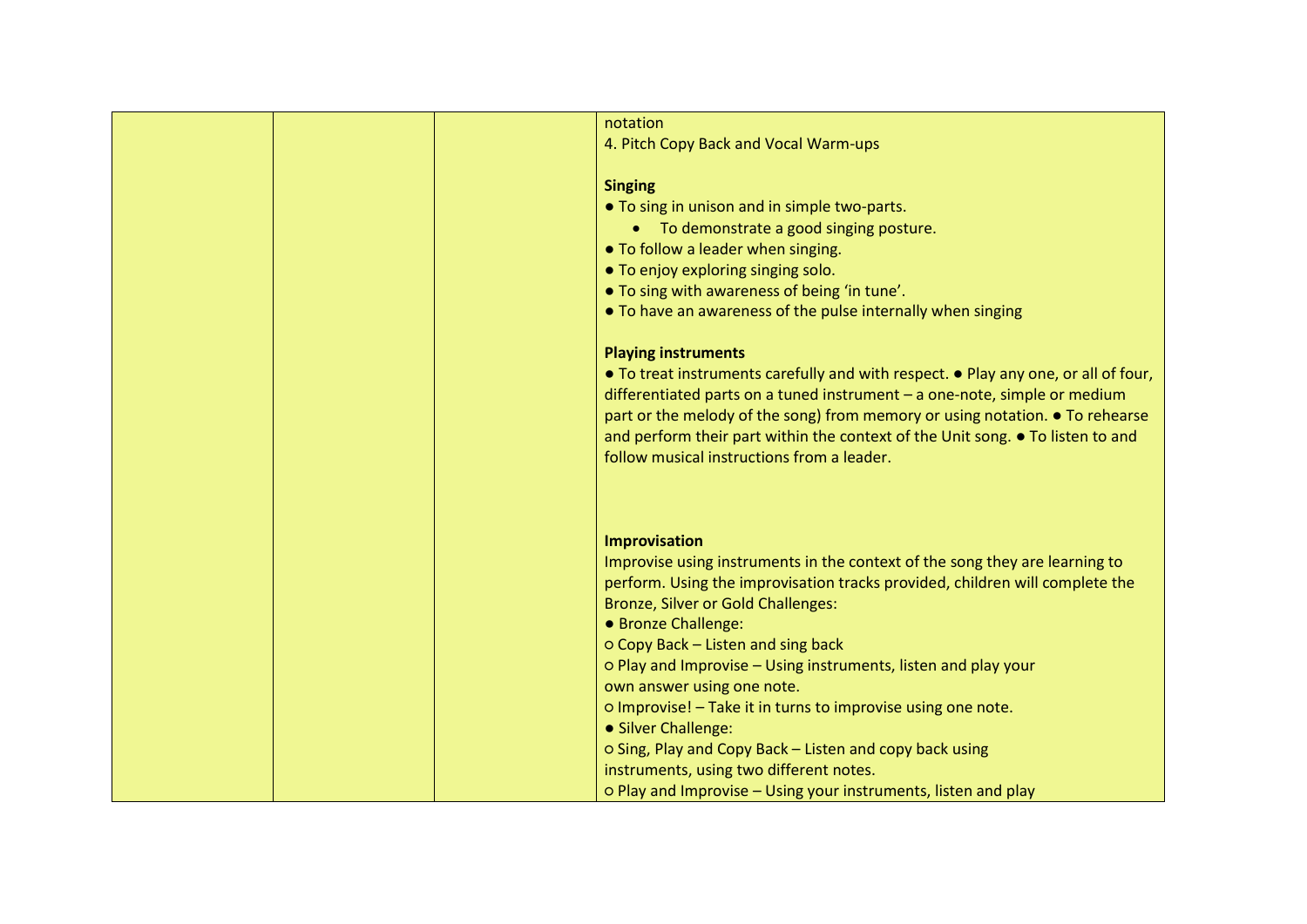| | | | notation<br>4. Pitch Copy Back and Vocal Warm-ups<br><br>**Singing**<br>● To sing in unison and in simple two-parts.<br>• To demonstrate a good singing posture.<br>● To follow a leader when singing.<br>● To enjoy exploring singing solo.<br>● To sing with awareness of being 'in tune'.<br>● To have an awareness of the pulse internally when singing<br><br>**Playing instruments**<br>● To treat instruments carefully and with respect. ● Play any one, or all of four, differentiated parts on a tuned instrument – a one-note, simple or medium part or the melody of the song) from memory or using notation. ● To rehearse and perform their part within the context of the Unit song. ● To listen to and follow musical instructions from a leader.<br><br>**Improvisation**<br>Improvise using instruments in the context of the song they are learning to perform. Using the improvisation tracks provided, children will complete the Bronze, Silver or Gold Challenges:<br>● Bronze Challenge:<br>○ Copy Back – Listen and sing back<br>○ Play and Improvise – Using instruments, listen and play your own answer using one note.<br>○ Improvise! – Take it in turns to improvise using one note.<br>● Silver Challenge:<br>○ Sing, Play and Copy Back – Listen and copy back using instruments, using two different notes.<br>○ Play and Improvise – Using your instruments, listen and play |
|---|---|---|---|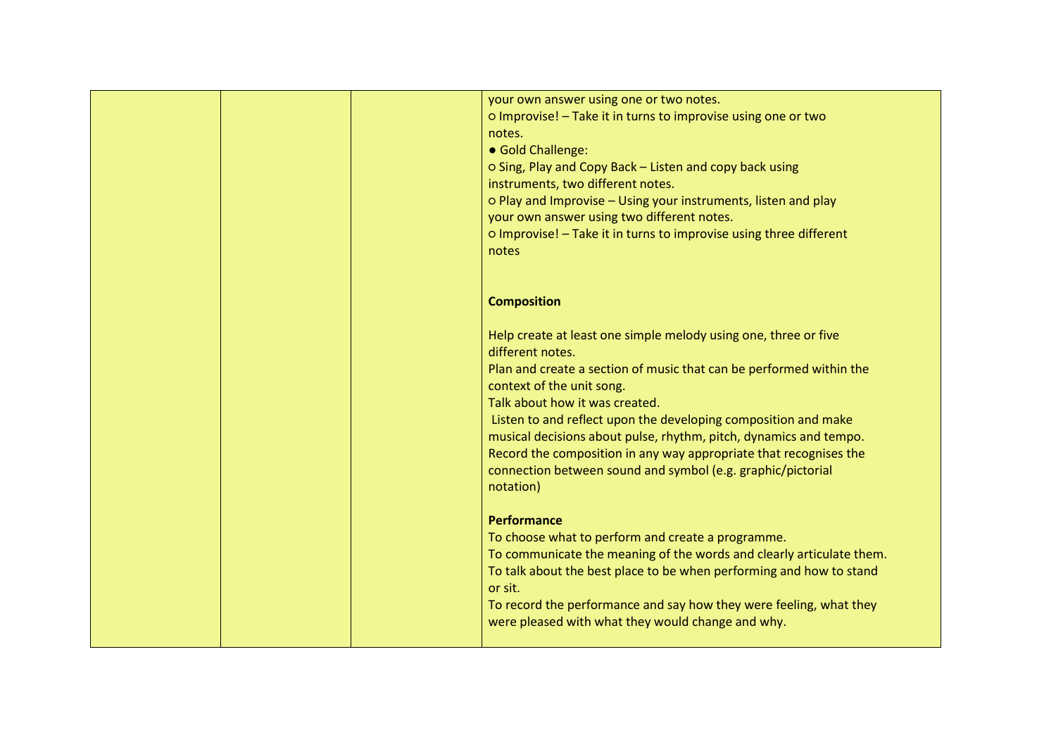| | | | your own answer using one or two notes.<br>○ Improvise! – Take it in turns to improvise using one or two notes.<br>● Gold Challenge:<br>○ Sing, Play and Copy Back – Listen and copy back using instruments, two different notes.<br>○ Play and Improvise – Using your instruments, listen and play your own answer using two different notes.<br>○ Improvise! – Take it in turns to improvise using three different notes<br><br>**Composition**<br><br>Help create at least one simple melody using one, three or five different notes.<br>Plan and create a section of music that can be performed within the context of the unit song.<br>Talk about how it was created.<br>Listen to and reflect upon the developing composition and make musical decisions about pulse, rhythm, pitch, dynamics and tempo.<br>Record the composition in any way appropriate that recognises the connection between sound and symbol (e.g. graphic/pictorial notation)<br><br>**Performance**<br>To choose what to perform and create a programme.<br>To communicate the meaning of the words and clearly articulate them.<br>To talk about the best place to be when performing and how to stand or sit.<br>To record the performance and say how they were feeling, what they were pleased with what they would change and why. |
|---|---|---|---|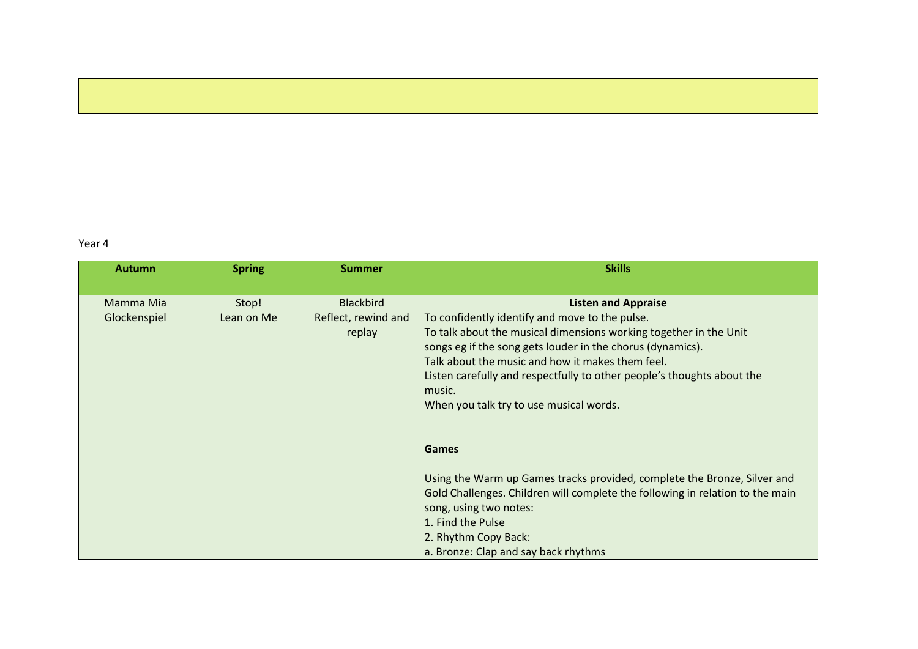| | | | |
|---|---|---|---|
| | | | |

Year 4

| Autumn | Spring | Summer | Skills |
|---|---|---|---|
| Mamma Mia<br>Glockenspiel | Stop!<br>Lean on Me | Blackbird<br>Reflect, rewind and replay | **Listen and Appraise**<br>To confidently identify and move to the pulse.<br>To talk about the musical dimensions working together in the Unit songs eg if the song gets louder in the chorus (dynamics).<br>Talk about the music and how it makes them feel.<br>Listen carefully and respectfully to other people's thoughts about the music.<br>When you talk try to use musical words.<br><br>**Games**<br><br>Using the Warm up Games tracks provided, complete the Bronze, Silver and Gold Challenges. Children will complete the following in relation to the main song, using two notes:<br>1. Find the Pulse<br>2. Rhythm Copy Back:<br>a. Bronze: Clap and say back rhythms |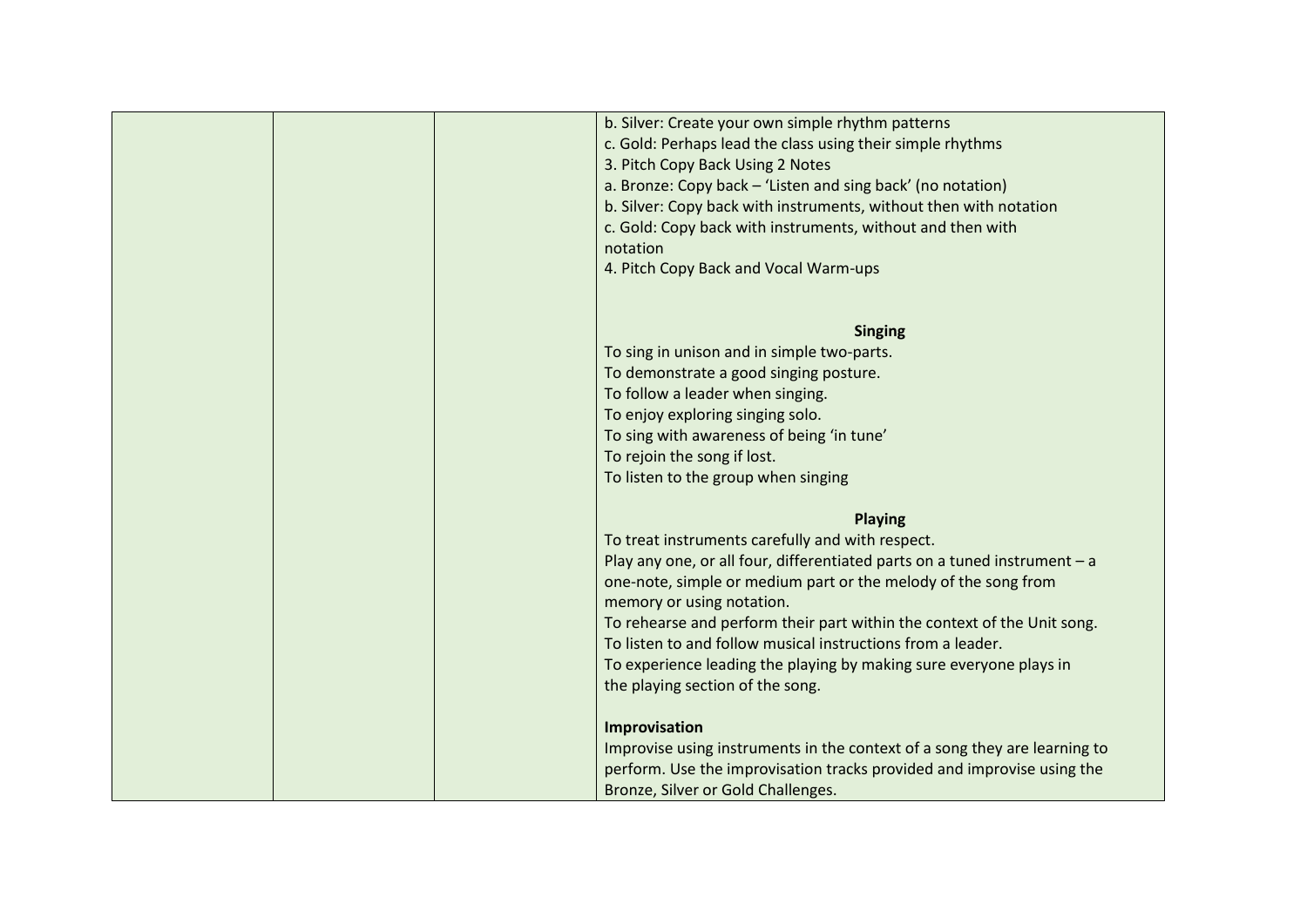| | | | b. Silver: Create your own simple rhythm patterns<br>c. Gold: Perhaps lead the class using their simple rhythms<br>3. Pitch Copy Back Using 2 Notes<br>a. Bronze: Copy back – 'Listen and sing back' (no notation)<br>b. Silver: Copy back with instruments, without then with notation<br>c. Gold: Copy back with instruments, without and then with notation<br>4. Pitch Copy Back and Vocal Warm-ups<br><br>**Singing**<br>To sing in unison and in simple two-parts.<br>To demonstrate a good singing posture.<br>To follow a leader when singing.<br>To enjoy exploring singing solo.<br>To sing with awareness of being 'in tune'<br>To rejoin the song if lost.<br>To listen to the group when singing<br><br>**Playing**<br>To treat instruments carefully and with respect.<br>Play any one, or all four, differentiated parts on a tuned instrument – a one-note, simple or medium part or the melody of the song from memory or using notation.<br>To rehearse and perform their part within the context of the Unit song.<br>To listen to and follow musical instructions from a leader.<br>To experience leading the playing by making sure everyone plays in the playing section of the song.<br><br>**Improvisation**<br>Improvise using instruments in the context of a song they are learning to perform. Use the improvisation tracks provided and improvise using the Bronze, Silver or Gold Challenges. |
|---|---|---|---|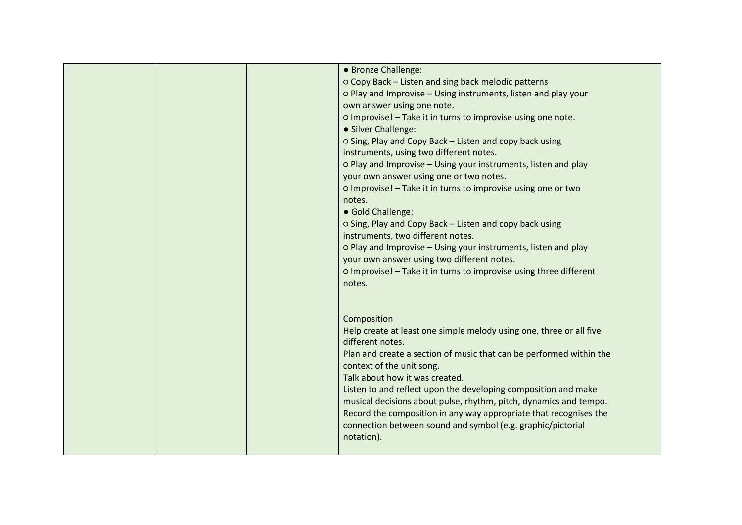| | | | |
|---|---|---|---|
| | | | ● Bronze Challenge:<br>○ Copy Back – Listen and sing back melodic patterns<br>○ Play and Improvise – Using instruments, listen and play your own answer using one note.<br>○ Improvise! – Take it in turns to improvise using one note.<br>● Silver Challenge:<br>○ Sing, Play and Copy Back – Listen and copy back using instruments, using two different notes.<br>○ Play and Improvise – Using your instruments, listen and play your own answer using one or two notes.<br>○ Improvise! – Take it in turns to improvise using one or two notes.<br>● Gold Challenge:<br>○ Sing, Play and Copy Back – Listen and copy back using instruments, two different notes.<br>○ Play and Improvise – Using your instruments, listen and play your own answer using two different notes.<br>○ Improvise! – Take it in turns to improvise using three different notes.<br><br>Composition<br>Help create at least one simple melody using one, three or all five different notes.<br>Plan and create a section of music that can be performed within the context of the unit song.<br>Talk about how it was created.<br>Listen to and reflect upon the developing composition and make musical decisions about pulse, rhythm, pitch, dynamics and tempo.<br>Record the composition in any way appropriate that recognises the connection between sound and symbol (e.g. graphic/pictorial notation). |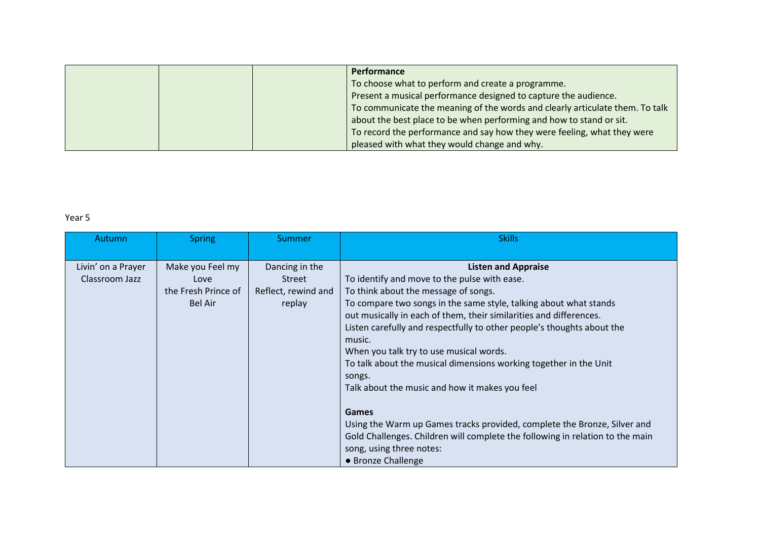| | | | |
|---|---|---|---|
| | | | **Performance**<br>To choose what to perform and create a programme.<br>Present a musical performance designed to capture the audience.<br>To communicate the meaning of the words and clearly articulate them. To talk about the best place to be when performing and how to stand or sit.<br>To record the performance and say how they were feeling, what they were pleased with what they would change and why. |

Year 5

| Autumn | Spring | Summer | Skills |
|---|---|---|---|
| Livin' on a Prayer<br>Classroom Jazz | Make you Feel my Love<br>the Fresh Prince of Bel Air | Dancing in the Street<br>Reflect, rewind and replay | **Listen and Appraise**<br>To identify and move to the pulse with ease.<br>To think about the message of songs.<br>To compare two songs in the same style, talking about what stands out musically in each of them, their similarities and differences.<br>Listen carefully and respectfully to other people's thoughts the music.<br>When you talk try to use musical words.<br>To talk about the musical dimensions working together in the Unit songs.<br>Talk about the music and how it makes you feel<br><br>**Games**<br>Using the Warm up Games tracks provided, complete the Bronze, Silver and Gold Challenges. Children will complete the following in relation to the main song, using three notes:<br>● Bronze Challenge |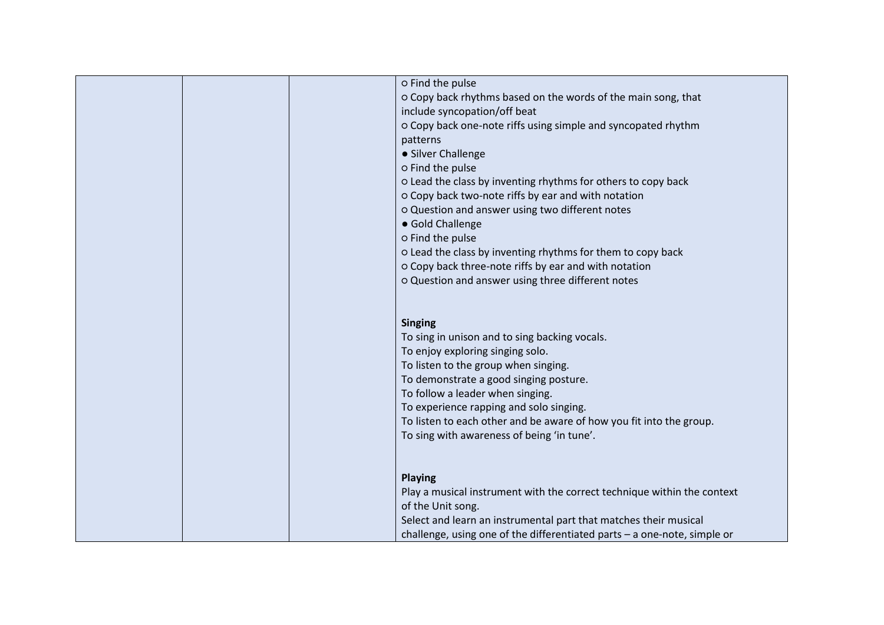| | | | ○ Find the pulse<br>○ Copy back rhythms based on the words of the main song, that include syncopation/off beat<br>○ Copy back one-note riffs using simple and syncopated rhythm patterns<br>● Silver Challenge<br>○ Find the pulse<br>○ Lead the class by inventing rhythms for others to copy back<br>○ Copy back two-note riffs by ear and with notation<br>○ Question and answer using two different notes<br>● Gold Challenge<br>○ Find the pulse<br>○ Lead the class by inventing rhythms for them to copy back<br>○ Copy back three-note riffs by ear and with notation<br>○ Question and answer using three different notes<br><br>**Singing**<br>To sing in unison and to sing backing vocals.<br>To enjoy exploring singing solo.<br>To listen to the group when singing.<br>To demonstrate a good singing posture.<br>To follow a leader when singing.<br>To experience rapping and solo singing.<br>To listen to each other and be aware of how you fit into the group.<br>To sing with awareness of being 'in tune'.<br><br>**Playing**<br>Play a musical instrument with the correct technique within the context of the Unit song.<br>Select and learn an instrumental part that matches their musical challenge, using one of the differentiated parts – a one-note, simple or |
|---|---|---|---|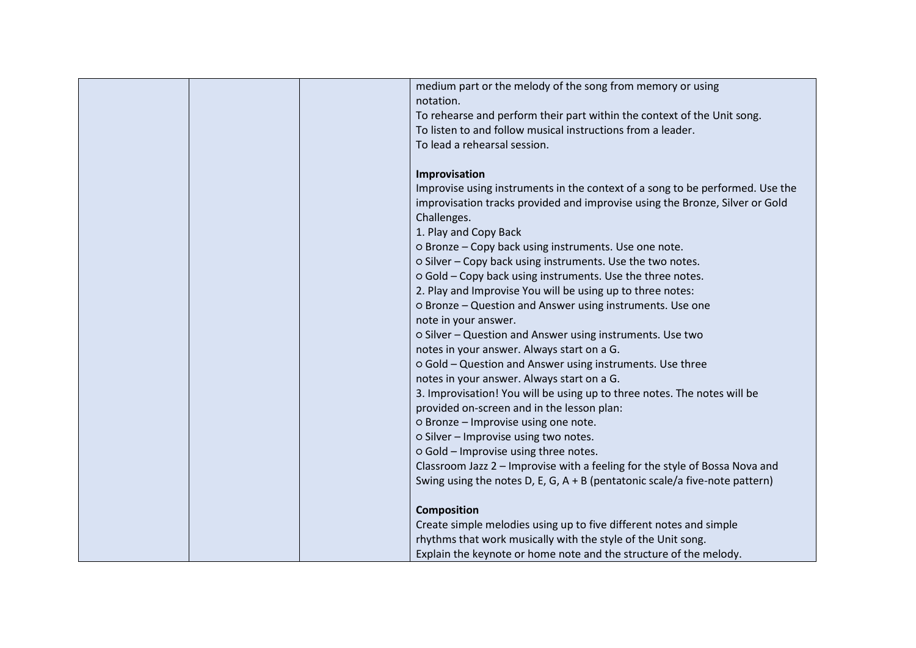| | | | medium part or the melody of the song from memory or using notation.<br>To rehearse and perform their part within the context of the Unit song.<br>To listen to and follow musical instructions from a leader.<br>To lead a rehearsal session.<br><br>**Improvisation**<br>Improvise using instruments in the context of a song to be performed. Use the improvisation tracks provided and improvise using the Bronze, Silver or Gold Challenges.<br>1. Play and Copy Back<br>○ Bronze – Copy back using instruments. Use one note.<br>○ Silver – Copy back using instruments. Use the two notes.<br>○ Gold – Copy back using instruments. Use the three notes.<br>2. Play and Improvise You will be using up to three notes:<br>○ Bronze – Question and Answer using instruments. Use one note in your answer.<br>○ Silver – Question and Answer using instruments. Use two notes in your answer. Always start on a G.<br>○ Gold – Question and Answer using instruments. Use three notes in your answer. Always start on a G.<br>3. Improvisation! You will be using up to three notes. The notes will be provided on-screen and in the lesson plan:<br>○ Bronze – Improvise using one note.<br>○ Silver – Improvise using two notes.<br>○ Gold – Improvise using three notes.<br>Classroom Jazz 2 – Improvise with a feeling for the style of Bossa Nova and Swing using the notes D, E, G, A + B (pentatonic scale/a five-note pattern)<br><br>**Composition**<br>Create simple melodies using up to five different notes and simple rhythms that work musically with the style of the Unit song.<br>Explain the keynote or home note and the structure of the melody. |
|---|---|---|---|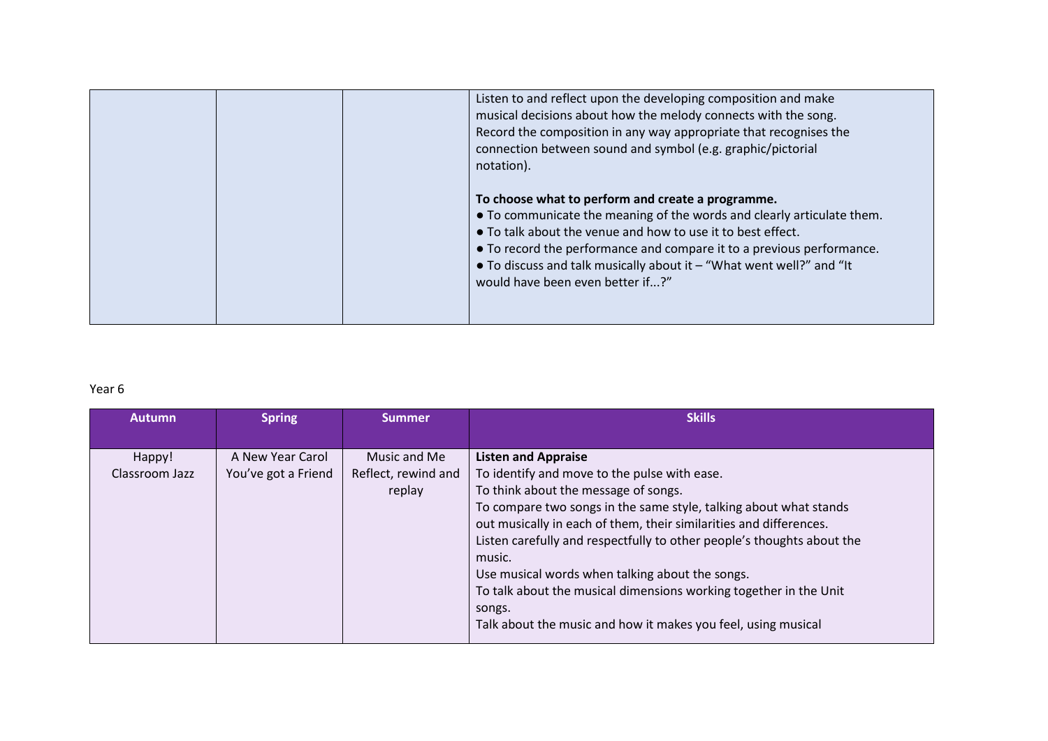| | | | |
|---|---|---|---|
| | | | Listen to and reflect upon the developing composition and make musical decisions about how the melody connects with the song.<br>Record the composition in any way appropriate that recognises the connection between sound and symbol (e.g. graphic/pictorial notation).<br><br>**To choose what to perform and create a programme.**<br>● To communicate the meaning of the words and clearly articulate them.<br>● To talk about the venue and how to use it to best effect.<br>● To record the performance and compare it to a previous performance.<br>● To discuss and talk musically about it – "What went well?" and "It would have been even better if...?" |

Year 6

| Autumn | Spring | Summer | Skills |
|---|---|---|---|
| Happy!<br>Classroom Jazz | A New Year Carol<br>You've got a Friend | Music and Me<br>Reflect, rewind and replay | **Listen and Appraise**<br>To identify and move to the pulse with ease.<br>To think about the message of songs.<br>To compare two songs in the same style, talking about what stands out musically in each of them, their similarities and differences.<br>Listen carefully and respectfully to other people's thoughts about the music.<br>Use musical words when talking about the songs.<br>To talk about the musical dimensions working together in the Unit songs.<br>Talk about the music and how it makes you feel, using musical |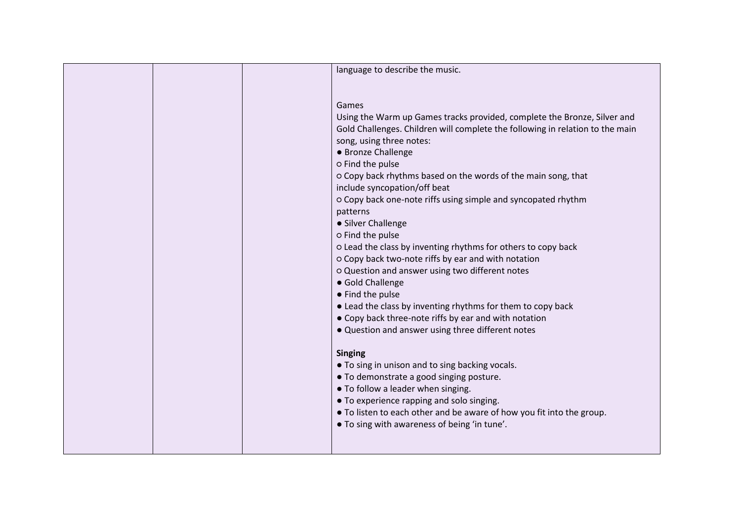| | | | |
|---|---|---|---|
| | | | language to describe the music.<br><br>Games<br>Using the Warm up Games tracks provided, complete the Bronze, Silver and Gold Challenges. Children will complete the following in relation to the main song, using three notes:<br>● Bronze Challenge<br>○ Find the pulse<br>○ Copy back rhythms based on the words of the main song, that include syncopation/off beat<br>○ Copy back one-note riffs using simple and syncopated rhythm patterns<br>● Silver Challenge<br>○ Find the pulse<br>○ Lead the class by inventing rhythms for others to copy back<br>○ Copy back two-note riffs by ear and with notation<br>○ Question and answer using two different notes<br>● Gold Challenge<br>● Find the pulse<br>● Lead the class by inventing rhythms for them to copy back<br>● Copy back three-note riffs by ear and with notation<br>● Question and answer using three different notes<br><br>**Singing**<br>● To sing in unison and to sing backing vocals.<br>● To demonstrate a good singing posture.<br>● To follow a leader when singing.<br>● To experience rapping and solo singing.<br>● To listen to each other and be aware of how you fit into the group.<br>● To sing with awareness of being 'in tune'. |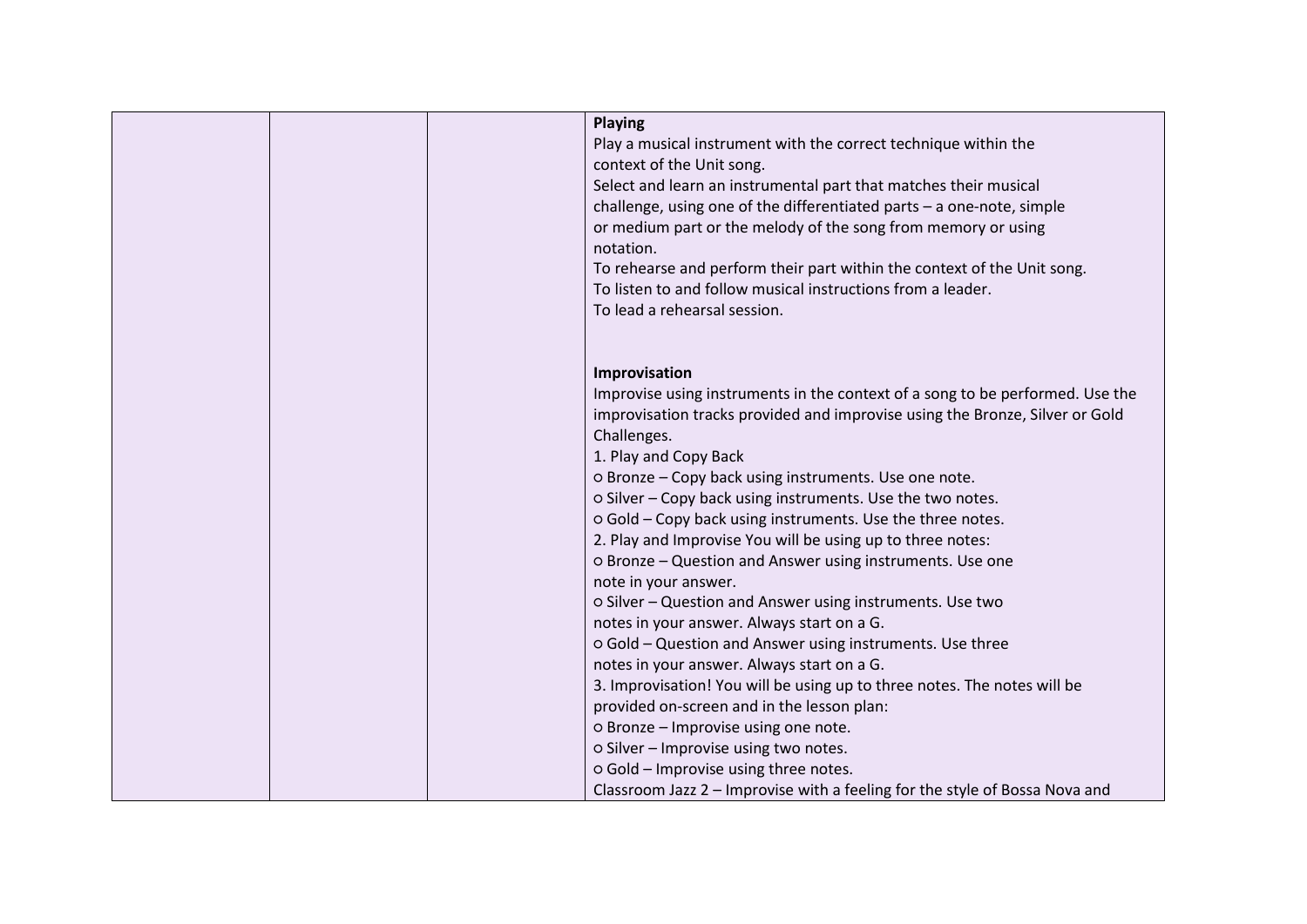| | | | **Playing**<br>Play a musical instrument with the correct technique within the context of the Unit song.<br>Select and learn an instrumental part that matches their musical challenge, using one of the differentiated parts – a one-note, simple or medium part or the melody of the song from memory or using notation.<br>To rehearse and perform their part within the context of the Unit song.<br>To listen to and follow musical instructions from a leader.<br>To lead a rehearsal session.<br><br>**Improvisation**<br>Improvise using instruments in the context of a song to be performed. Use the improvisation tracks provided and improvise using the Bronze, Silver or Gold Challenges.<br>1. Play and Copy Back<br>○ Bronze – Copy back using instruments. Use one note.<br>○ Silver – Copy back using instruments. Use the two notes.<br>○ Gold – Copy back using instruments. Use the three notes.<br>2. Play and Improvise You will be using up to three notes:<br>○ Bronze – Question and Answer using instruments. Use one note in your answer.<br>○ Silver – Question and Answer using instruments. Use two notes in your answer. Always start on a G.<br>○ Gold – Question and Answer using instruments. Use three notes in your answer. Always start on a G.<br>3. Improvisation! You will be using up to three notes. The notes will be provided on-screen and in the lesson plan:<br>○ Bronze – Improvise using one note.<br>○ Silver – Improvise using two notes.<br>○ Gold – Improvise using three notes.<br>Classroom Jazz 2 – Improvise with a feeling for the style of Bossa Nova and |
|---|---|---|---|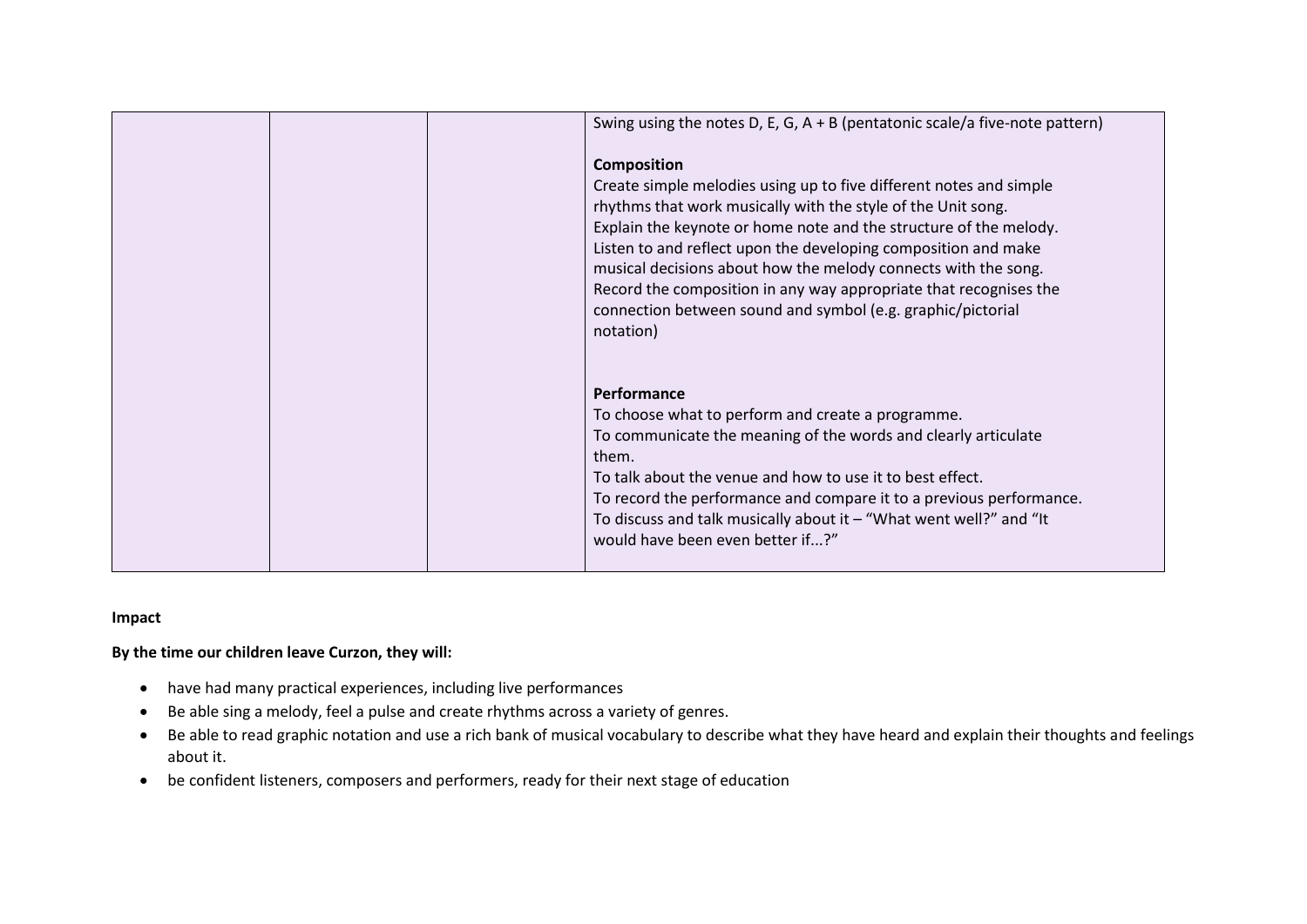| | | | Swing using the notes D, E, G, A + B (pentatonic scale/a five-note pattern)<br><br>**Composition**<br>Create simple melodies using up to five different notes and simple rhythms that work musically with the style of the Unit song.<br>Explain the keynote or home note and the structure of the melody.<br>Listen to and reflect upon the developing composition and make musical decisions about how the melody connects with the song.<br>Record the composition in any way appropriate that recognises the connection between sound and symbol (e.g. graphic/pictorial notation)<br><br>**Performance**<br>To choose what to perform and create a programme.<br>To communicate the meaning of the words and clearly articulate them.<br>To talk about the venue and how to use it to best effect.<br>To record the performance and compare it to a previous performance.<br>To discuss and talk musically about it – "What went well?" and "It would have been even better if...?" |
|---|---|---|---|

**Impact**

**By the time our children leave Curzon, they will:**

- have had many practical experiences, including live performances
- Be able sing a melody, feel a pulse and create rhythms across a variety of genres.
- Be able to read graphic notation and use a rich bank of musical vocabulary to describe what they have heard and explain their thoughts and feelings about it.
- be confident listeners, composers and performers, ready for their next stage of education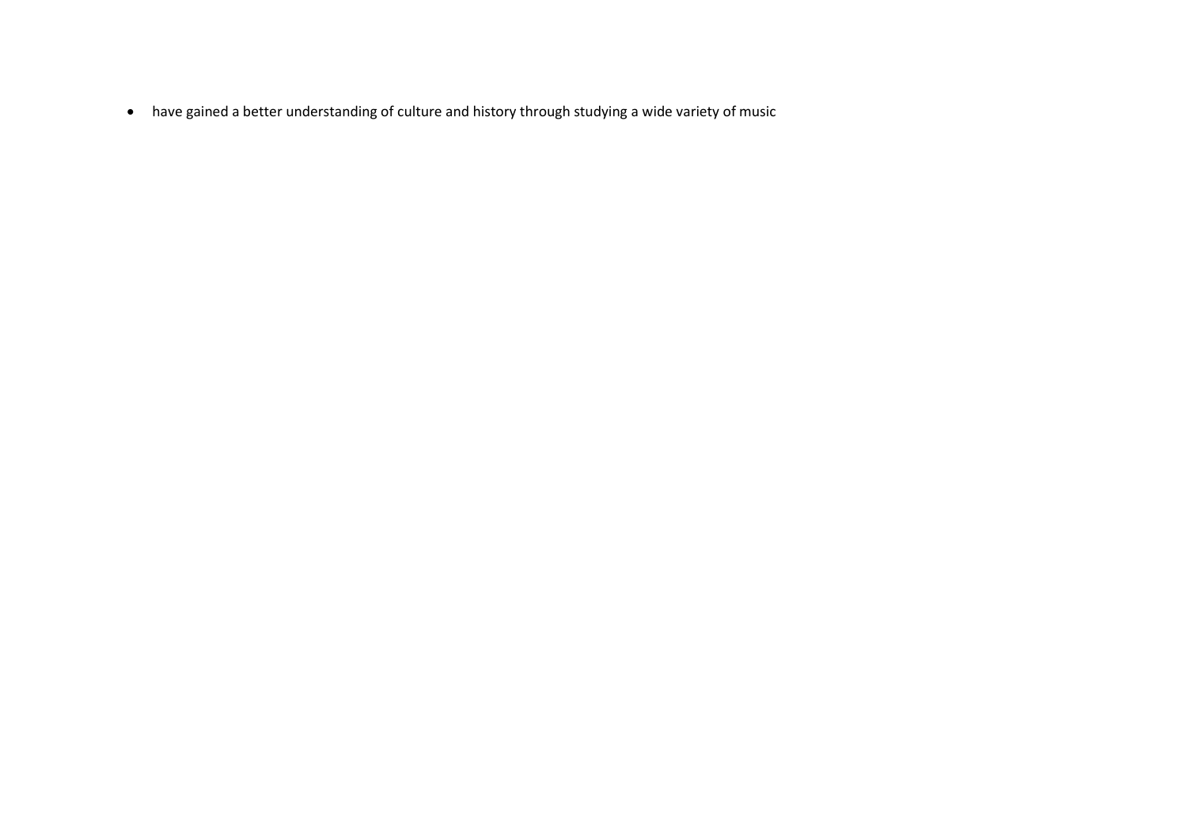- have gained a better understanding of culture and history through studying a wide variety of music